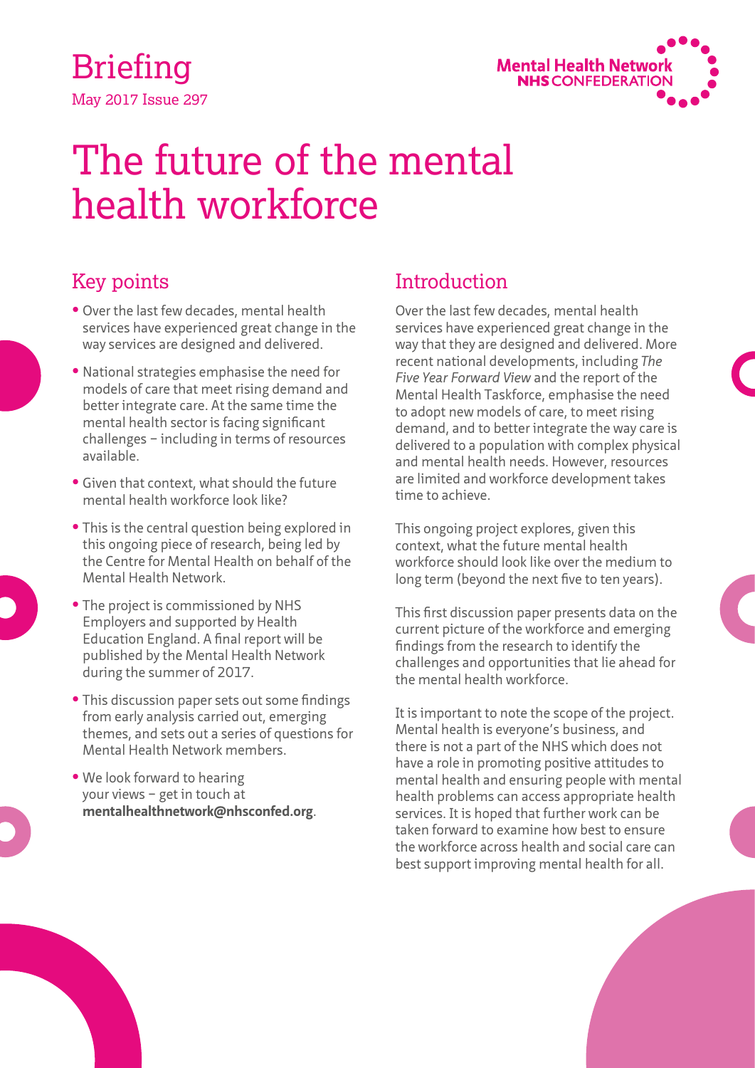Briefing

May 2017 Issue 297

Mental Health Network
NHS CONFEDERATION

# The future of the mental health workforce

## Key points

- Over the last few decades, mental health services have experienced great change in the way services are designed and delivered.
- National strategies emphasise the need for models of care that meet rising demand and better integrate care. At the same time the mental health sector is facing significant challenges – including in terms of resources available.
- Given that context, what should the future mental health workforce look like?
- This is the central question being explored in this ongoing piece of research, being led by the Centre for Mental Health on behalf of the Mental Health Network.
- The project is commissioned by NHS Employers and supported by Health Education England. A final report will be published by the Mental Health Network during the summer of 2017.
- This discussion paper sets out some findings from early analysis carried out, emerging themes, and sets out a series of questions for Mental Health Network members.
- We look forward to hearing your views – get in touch at **mentalhealthnetwork@nhsconfed.org**.

## Introduction

Over the last few decades, mental health services have experienced great change in the way that they are designed and delivered. More recent national developments, including *The Five Year Forward View* and the report of the Mental Health Taskforce, emphasise the need to adopt new models of care, to meet rising demand, and to better integrate the way care is delivered to a population with complex physical and mental health needs. However, resources are limited and workforce development takes time to achieve.

This ongoing project explores, given this context, what the future mental health workforce should look like over the medium to long term (beyond the next five to ten years).

This first discussion paper presents data on the current picture of the workforce and emerging findings from the research to identify the challenges and opportunities that lie ahead for the mental health workforce.

It is important to note the scope of the project. Mental health is everyone's business, and there is not a part of the NHS which does not have a role in promoting positive attitudes to mental health and ensuring people with mental health problems can access appropriate health services. It is hoped that further work can be taken forward to examine how best to ensure the workforce across health and social care can best support improving mental health for all.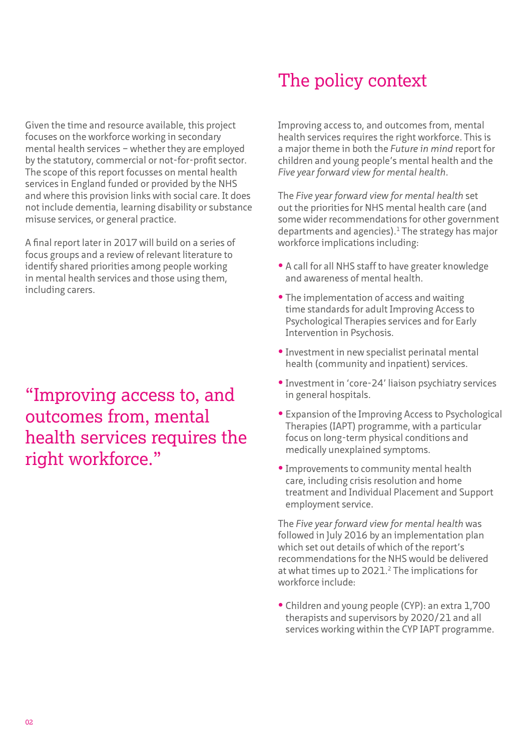Given the time and resource available, this project focuses on the workforce working in secondary mental health services – whether they are employed by the statutory, commercial or not-for-profit sector. The scope of this report focusses on mental health services in England funded or provided by the NHS and where this provision links with social care. It does not include dementia, learning disability or substance misuse services, or general practice.

A final report later in 2017 will build on a series of focus groups and a review of relevant literature to identify shared priorities among people working in mental health services and those using them, including carers.

> "Improving access to, and outcomes from, mental health services requires the right workforce."

## The policy context

Improving access to, and outcomes from, mental health services requires the right workforce. This is a major theme in both the *Future in mind* report for children and young people's mental health and the *Five year forward view for mental health*.

The *Five year forward view for mental health* set out the priorities for NHS mental health care (and some wider recommendations for other government departments and agencies).[1] The strategy has major workforce implications including:

- A call for all NHS staff to have greater knowledge and awareness of mental health.
- The implementation of access and waiting time standards for adult Improving Access to Psychological Therapies services and for Early Intervention in Psychosis.
- Investment in new specialist perinatal mental health (community and inpatient) services.
- Investment in 'core-24' liaison psychiatry services in general hospitals.
- Expansion of the Improving Access to Psychological Therapies (IAPT) programme, with a particular focus on long-term physical conditions and medically unexplained symptoms.
- Improvements to community mental health care, including crisis resolution and home treatment and Individual Placement and Support employment service.

The *Five year forward view for mental health* was followed in July 2016 by an implementation plan which set out details of which of the report's recommendations for the NHS would be delivered at what times up to 2021.[2] The implications for workforce include:

- Children and young people (CYP): an extra 1,700 therapists and supervisors by 2020/21 and all services working within the CYP IAPT programme.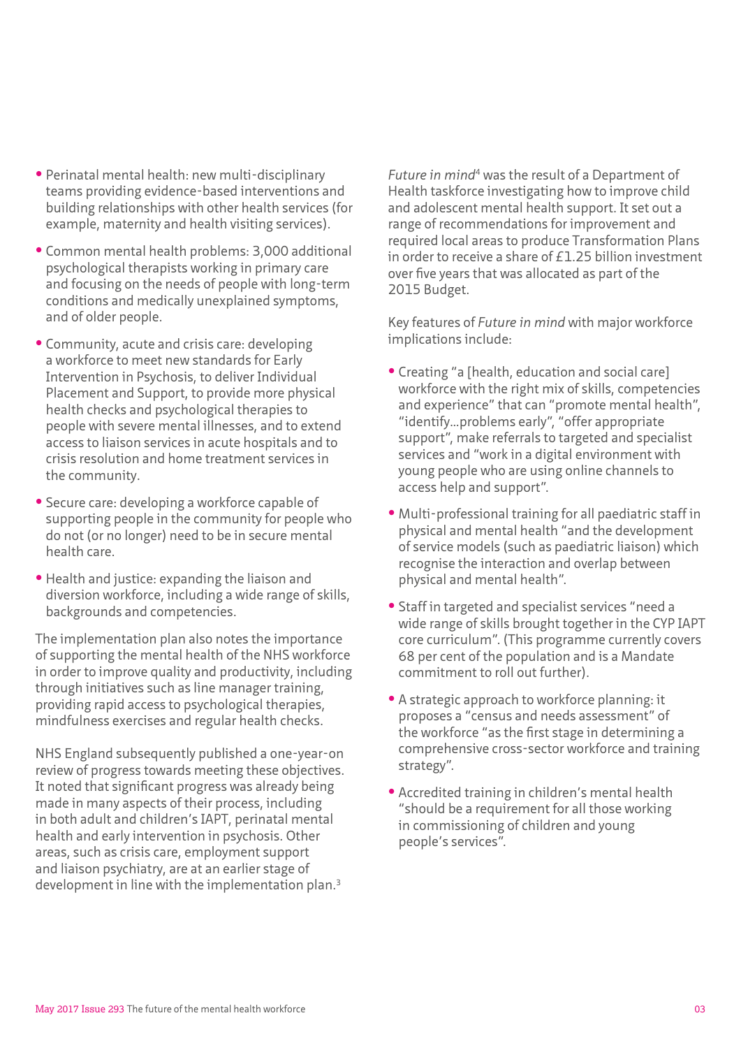- Perinatal mental health: new multi-disciplinary teams providing evidence-based interventions and building relationships with other health services (for example, maternity and health visiting services).
- Common mental health problems: 3,000 additional psychological therapists working in primary care and focusing on the needs of people with long-term conditions and medically unexplained symptoms, and of older people.
- Community, acute and crisis care: developing a workforce to meet new standards for Early Intervention in Psychosis, to deliver Individual Placement and Support, to provide more physical health checks and psychological therapies to people with severe mental illnesses, and to extend access to liaison services in acute hospitals and to crisis resolution and home treatment services in the community.
- Secure care: developing a workforce capable of supporting people in the community for people who do not (or no longer) need to be in secure mental health care.
- Health and justice: expanding the liaison and diversion workforce, including a wide range of skills, backgrounds and competencies.

The implementation plan also notes the importance of supporting the mental health of the NHS workforce in order to improve quality and productivity, including through initiatives such as line manager training, providing rapid access to psychological therapies, mindfulness exercises and regular health checks.

NHS England subsequently published a one-year-on review of progress towards meeting these objectives. It noted that significant progress was already being made in many aspects of their process, including in both adult and children's IAPT, perinatal mental health and early intervention in psychosis. Other areas, such as crisis care, employment support and liaison psychiatry, are at an earlier stage of development in line with the implementation plan.[3]

*Future in mind*[4] was the result of a Department of Health taskforce investigating how to improve child and adolescent mental health support. It set out a range of recommendations for improvement and required local areas to produce Transformation Plans in order to receive a share of £1.25 billion investment over five years that was allocated as part of the 2015 Budget.

Key features of *Future in mind* with major workforce implications include:

- Creating "a [health, education and social care] workforce with the right mix of skills, competencies and experience" that can "promote mental health", "identify…problems early", "offer appropriate support", make referrals to targeted and specialist services and "work in a digital environment with young people who are using online channels to access help and support".
- Multi-professional training for all paediatric staff in physical and mental health "and the development of service models (such as paediatric liaison) which recognise the interaction and overlap between physical and mental health".
- Staff in targeted and specialist services "need a wide range of skills brought together in the CYP IAPT core curriculum". (This programme currently covers 68 per cent of the population and is a Mandate commitment to roll out further).
- A strategic approach to workforce planning: it proposes a "census and needs assessment" of the workforce "as the first stage in determining a comprehensive cross-sector workforce and training strategy".
- Accredited training in children's mental health "should be a requirement for all those working in commissioning of children and young people's services".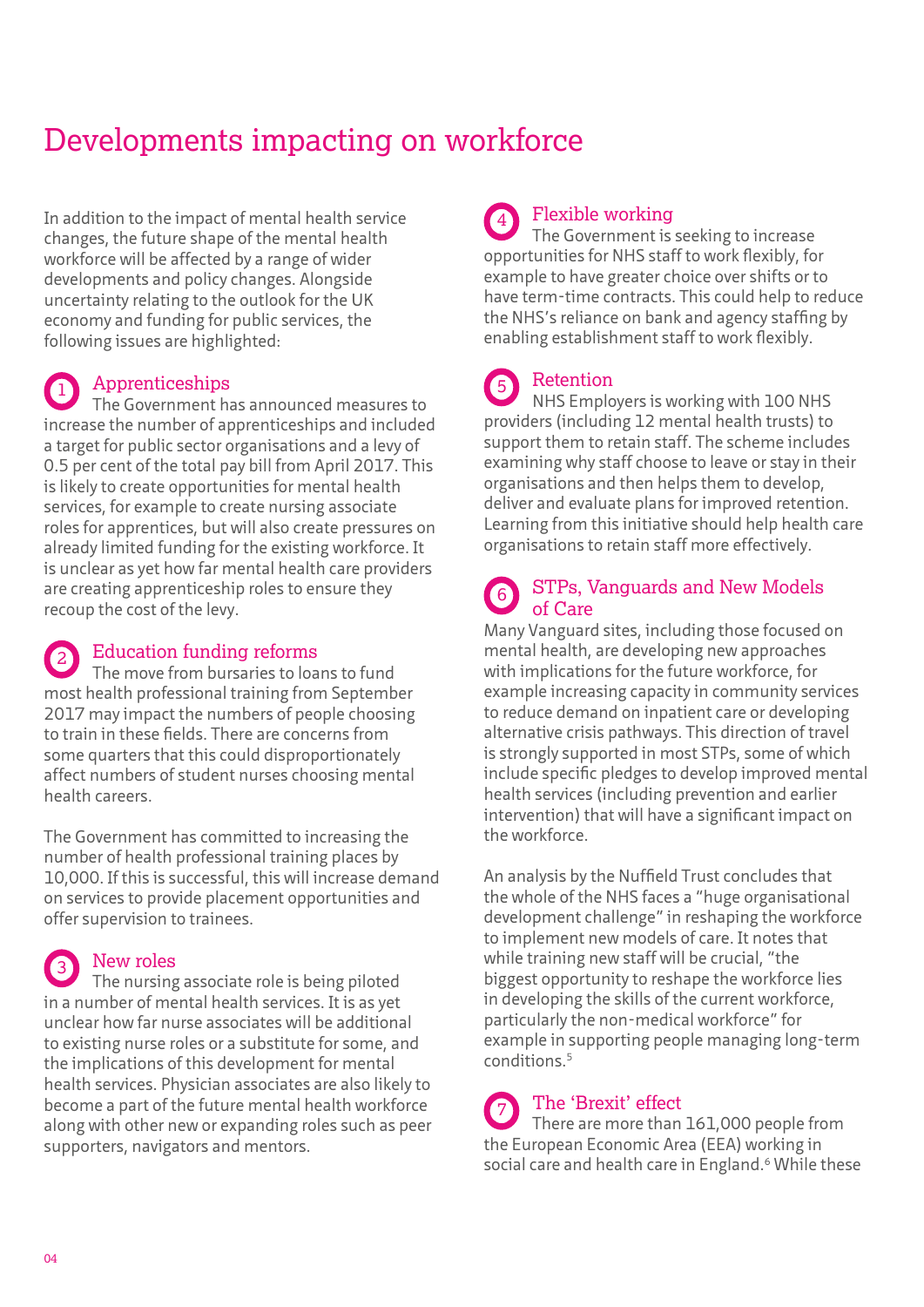# Developments impacting on workforce

In addition to the impact of mental health service changes, the future shape of the mental health workforce will be affected by a range of wider developments and policy changes. Alongside uncertainty relating to the outlook for the UK economy and funding for public services, the following issues are highlighted:

## 1 Apprenticeships

The Government has announced measures to increase the number of apprenticeships and included a target for public sector organisations and a levy of 0.5 per cent of the total pay bill from April 2017. This is likely to create opportunities for mental health services, for example to create nursing associate roles for apprentices, but will also create pressures on already limited funding for the existing workforce. It is unclear as yet how far mental health care providers are creating apprenticeship roles to ensure they recoup the cost of the levy.

## 2 Education funding reforms

The move from bursaries to loans to fund most health professional training from September 2017 may impact the numbers of people choosing to train in these fields. There are concerns from some quarters that this could disproportionately affect numbers of student nurses choosing mental health careers.

The Government has committed to increasing the number of health professional training places by 10,000. If this is successful, this will increase demand on services to provide placement opportunities and offer supervision to trainees.

## 3 New roles

The nursing associate role is being piloted in a number of mental health services. It is as yet unclear how far nurse associates will be additional to existing nurse roles or a substitute for some, and the implications of this development for mental health services. Physician associates are also likely to become a part of the future mental health workforce along with other new or expanding roles such as peer supporters, navigators and mentors.

## 4 Flexible working

The Government is seeking to increase opportunities for NHS staff to work flexibly, for example to have greater choice over shifts or to have term-time contracts. This could help to reduce the NHS's reliance on bank and agency staffing by enabling establishment staff to work flexibly.

## 5 Retention

NHS Employers is working with 100 NHS providers (including 12 mental health trusts) to support them to retain staff. The scheme includes examining why staff choose to leave or stay in their organisations and then helps them to develop, deliver and evaluate plans for improved retention. Learning from this initiative should help health care organisations to retain staff more effectively.

## 6 STPs, Vanguards and New Models of Care

Many Vanguard sites, including those focused on mental health, are developing new approaches with implications for the future workforce, for example increasing capacity in community services to reduce demand on inpatient care or developing alternative crisis pathways. This direction of travel is strongly supported in most STPs, some of which include specific pledges to develop improved mental health services (including prevention and earlier intervention) that will have a significant impact on the workforce.

An analysis by the Nuffield Trust concludes that the whole of the NHS faces a "huge organisational development challenge" in reshaping the workforce to implement new models of care. It notes that while training new staff will be crucial, "the biggest opportunity to reshape the workforce lies in developing the skills of the current workforce, particularly the non-medical workforce" for example in supporting people managing long-term conditions.[5]

## 7 The 'Brexit' effect

There are more than 161,000 people from the European Economic Area (EEA) working in social care and health care in England.[6] While these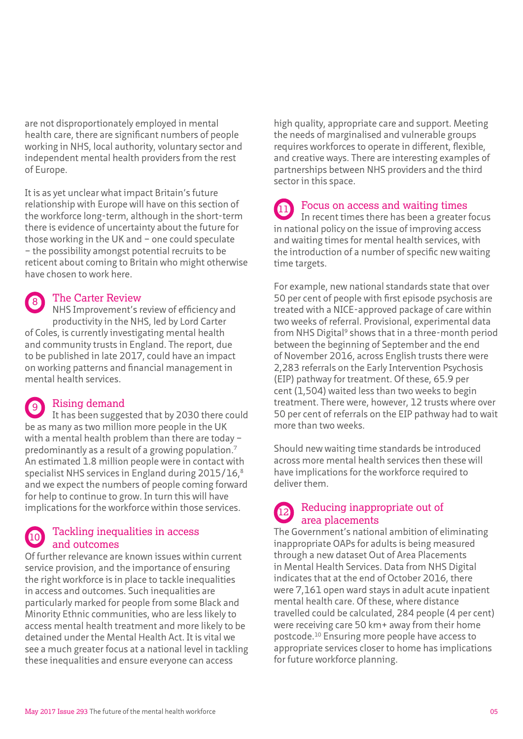are not disproportionately employed in mental health care, there are significant numbers of people working in NHS, local authority, voluntary sector and independent mental health providers from the rest of Europe.

It is as yet unclear what impact Britain's future relationship with Europe will have on this section of the workforce long-term, although in the short-term there is evidence of uncertainty about the future for those working in the UK and – one could speculate – the possibility amongst potential recruits to be reticent about coming to Britain who might otherwise have chosen to work here.

## 8 The Carter Review

NHS Improvement's review of efficiency and productivity in the NHS, led by Lord Carter of Coles, is currently investigating mental health and community trusts in England. The report, due to be published in late 2017, could have an impact on working patterns and financial management in mental health services.

## 9 Rising demand

It has been suggested that by 2030 there could be as many as two million more people in the UK with a mental health problem than there are today – predominantly as a result of a growing population.[7] An estimated 1.8 million people were in contact with specialist NHS services in England during 2015/16,[8] and we expect the numbers of people coming forward for help to continue to grow. In turn this will have implications for the workforce within those services.

## 10 Tackling inequalities in access and outcomes

Of further relevance are known issues within current service provision, and the importance of ensuring the right workforce is in place to tackle inequalities in access and outcomes. Such inequalities are particularly marked for people from some Black and Minority Ethnic communities, who are less likely to access mental health treatment and more likely to be detained under the Mental Health Act. It is vital we see a much greater focus at a national level in tackling these inequalities and ensure everyone can access high quality, appropriate care and support. Meeting the needs of marginalised and vulnerable groups requires workforces to operate in different, flexible, and creative ways. There are interesting examples of partnerships between NHS providers and the third sector in this space.

## 11 Focus on access and waiting times

In recent times there has been a greater focus in national policy on the issue of improving access and waiting times for mental health services, with the introduction of a number of specific new waiting time targets.

For example, new national standards state that over 50 per cent of people with first episode psychosis are treated with a NICE-approved package of care within two weeks of referral. Provisional, experimental data from NHS Digital[9] shows that in a three-month period between the beginning of September and the end of November 2016, across English trusts there were 2,283 referrals on the Early Intervention Psychosis (EIP) pathway for treatment. Of these, 65.9 per cent (1,504) waited less than two weeks to begin treatment. There were, however, 12 trusts where over 50 per cent of referrals on the EIP pathway had to wait more than two weeks.

Should new waiting time standards be introduced across more mental health services then these will have implications for the workforce required to deliver them.

## 12 Reducing inappropriate out of area placements

The Government's national ambition of eliminating inappropriate OAPs for adults is being measured through a new dataset Out of Area Placements in Mental Health Services. Data from NHS Digital indicates that at the end of October 2016, there were 7,161 open ward stays in adult acute inpatient mental health care. Of these, where distance travelled could be calculated, 284 people (4 per cent) were receiving care 50 km+ away from their home postcode.[10] Ensuring more people have access to appropriate services closer to home has implications for future workforce planning.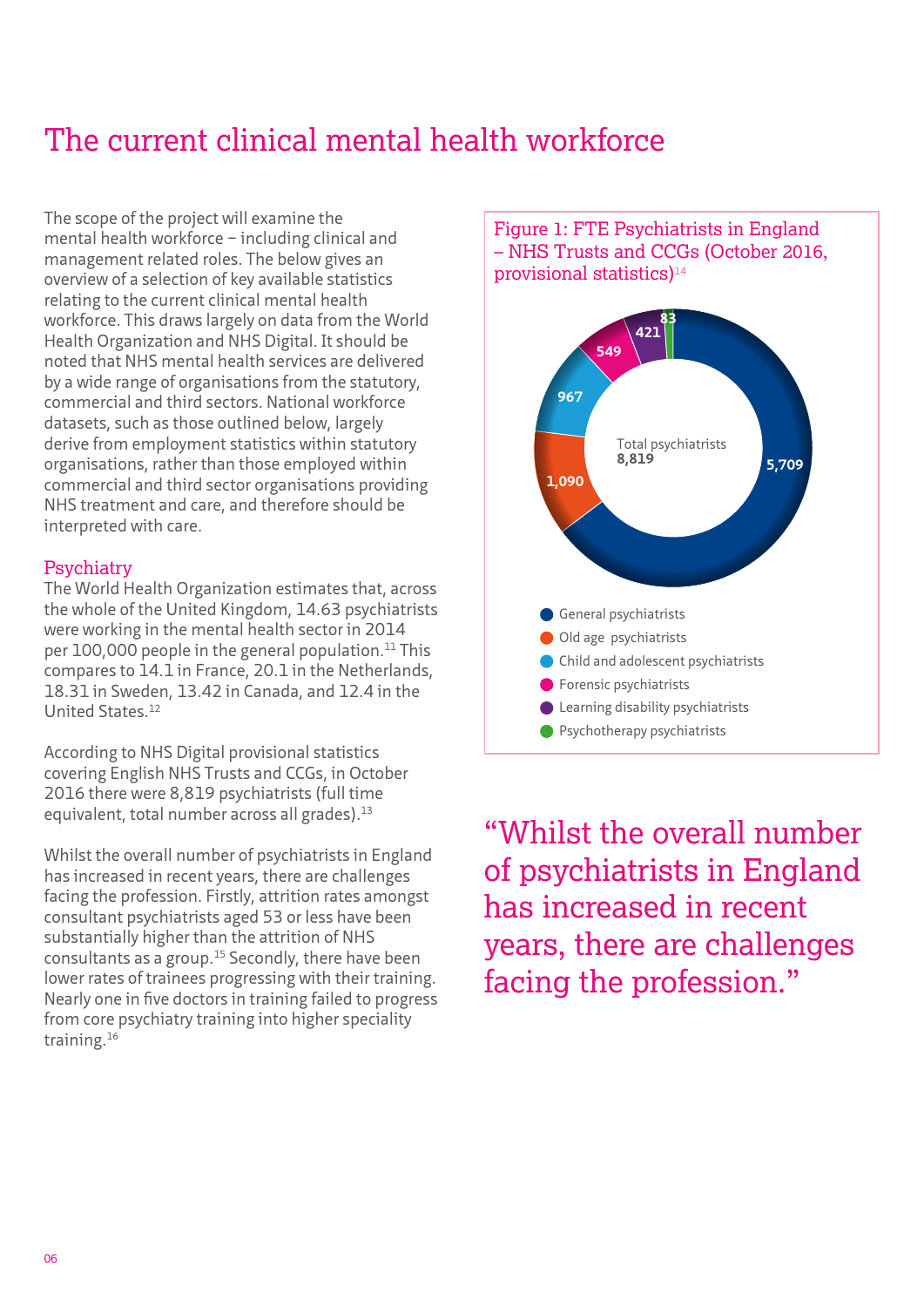# The current clinical mental health workforce

The scope of the project will examine the mental health workforce – including clinical and management related roles. The below gives an overview of a selection of key available statistics relating to the current clinical mental health workforce. This draws largely on data from the World Health Organization and NHS Digital. It should be noted that NHS mental health services are delivered by a wide range of organisations from the statutory, commercial and third sectors. National workforce datasets, such as those outlined below, largely derive from employment statistics within statutory organisations, rather than those employed within commercial and third sector organisations providing NHS treatment and care, and therefore should be interpreted with care.

## Psychiatry

The World Health Organization estimates that, across the whole of the United Kingdom, 14.63 psychiatrists were working in the mental health sector in 2014 per 100,000 people in the general population.[11] This compares to 14.1 in France, 20.1 in the Netherlands, 18.31 in Sweden, 13.42 in Canada, and 12.4 in the United States.[12]

According to NHS Digital provisional statistics covering English NHS Trusts and CCGs, in October 2016 there were 8,819 psychiatrists (full time equivalent, total number across all grades).[13]

Whilst the overall number of psychiatrists in England has increased in recent years, there are challenges facing the profession. Firstly, attrition rates amongst consultant psychiatrists aged 53 or less have been substantially higher than the attrition of NHS consultants as a group.[15] Secondly, there have been lower rates of trainees progressing with their training. Nearly one in five doctors in training failed to progress from core psychiatry training into higher speciality training.[16]

Figure 1: FTE Psychiatrists in England – NHS Trusts and CCGs (October 2016, provisional statistics)[14]

| Category | FTE |
|---|---|
| General psychiatrists | 5,709 |
| Old age psychiatrists | 1,090 |
| Child and adolescent psychiatrists | 967 |
| Forensic psychiatrists | 549 |
| Learning disability psychiatrists | 421 |
| Psychotherapy psychiatrists | 83 |
| Total psychiatrists | 8,819 |

"Whilst the overall number of psychiatrists in England has increased in recent years, there are challenges facing the profession."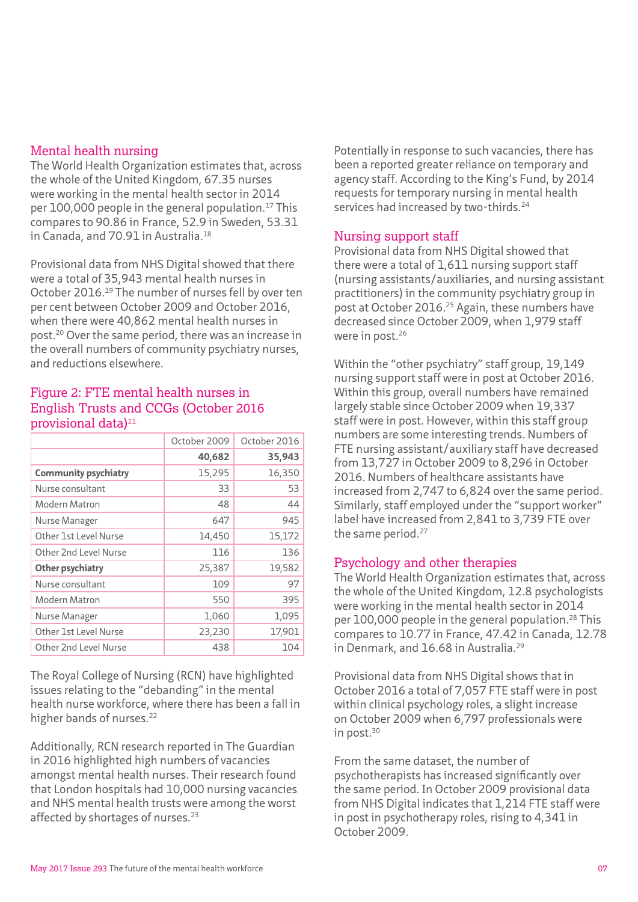## Mental health nursing

The World Health Organization estimates that, across the whole of the United Kingdom, 67.35 nurses were working in the mental health sector in 2014 per 100,000 people in the general population.[17] This compares to 90.86 in France, 52.9 in Sweden, 53.31 in Canada, and 70.91 in Australia.[18]

Provisional data from NHS Digital showed that there were a total of 35,943 mental health nurses in October 2016.[19] The number of nurses fell by over ten per cent between October 2009 and October 2016, when there were 40,862 mental health nurses in post.[20] Over the same period, there was an increase in the overall numbers of community psychiatry nurses, and reductions elsewhere.

### Figure 2: FTE mental health nurses in English Trusts and CCGs (October 2016 provisional data)[21]

| | October 2009 | October 2016 |
|---|---|---|
| | **40,682** | **35,943** |
| **Community psychiatry** | 15,295 | 16,350 |
| Nurse consultant | 33 | 53 |
| Modern Matron | 48 | 44 |
| Nurse Manager | 647 | 945 |
| Other 1st Level Nurse | 14,450 | 15,172 |
| Other 2nd Level Nurse | 116 | 136 |
| **Other psychiatry** | 25,387 | 19,582 |
| Nurse consultant | 109 | 97 |
| Modern Matron | 550 | 395 |
| Nurse Manager | 1,060 | 1,095 |
| Other 1st Level Nurse | 23,230 | 17,901 |
| Other 2nd Level Nurse | 438 | 104 |

The Royal College of Nursing (RCN) have highlighted issues relating to the "debanding" in the mental health nurse workforce, where there has been a fall in higher bands of nurses.[22]

Additionally, RCN research reported in The Guardian in 2016 highlighted high numbers of vacancies amongst mental health nurses. Their research found that London hospitals had 10,000 nursing vacancies and NHS mental health trusts were among the worst affected by shortages of nurses.[23]

Potentially in response to such vacancies, there has been a reported greater reliance on temporary and agency staff. According to the King's Fund, by 2014 requests for temporary nursing in mental health services had increased by two-thirds.[24]

## Nursing support staff

Provisional data from NHS Digital showed that there were a total of 1,611 nursing support staff (nursing assistants/auxiliaries, and nursing assistant practitioners) in the community psychiatry group in post at October 2016.[25] Again, these numbers have decreased since October 2009, when 1,979 staff were in post.[26]

Within the "other psychiatry" staff group, 19,149 nursing support staff were in post at October 2016. Within this group, overall numbers have remained largely stable since October 2009 when 19,337 staff were in post. However, within this staff group numbers are some interesting trends. Numbers of FTE nursing assistant/auxiliary staff have decreased from 13,727 in October 2009 to 8,296 in October 2016. Numbers of healthcare assistants have increased from 2,747 to 6,824 over the same period. Similarly, staff employed under the "support worker" label have increased from 2,841 to 3,739 FTE over the same period.[27]

## Psychology and other therapies

The World Health Organization estimates that, across the whole of the United Kingdom, 12.8 psychologists were working in the mental health sector in 2014 per 100,000 people in the general population.[28] This compares to 10.77 in France, 47.42 in Canada, 12.78 in Denmark, and 16.68 in Australia.[29]

Provisional data from NHS Digital shows that in October 2016 a total of 7,057 FTE staff were in post within clinical psychology roles, a slight increase on October 2009 when 6,797 professionals were in post.[30]

From the same dataset, the number of psychotherapists has increased significantly over the same period. In October 2009 provisional data from NHS Digital indicates that 1,214 FTE staff were in post in psychotherapy roles, rising to 4,341 in October 2009.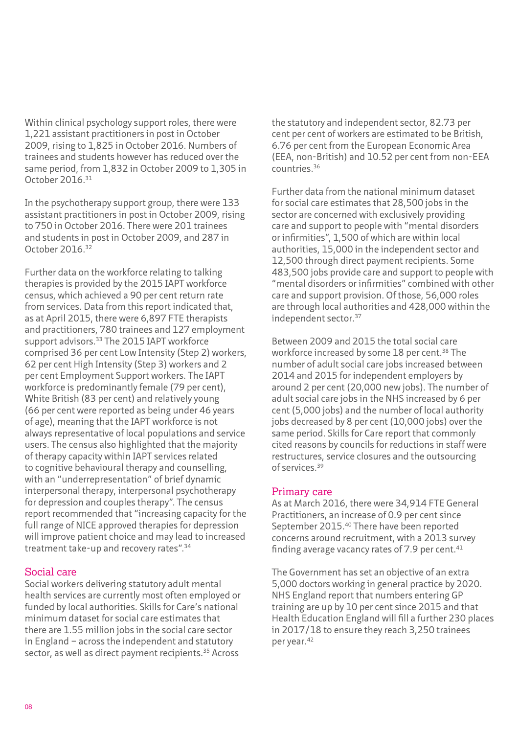Within clinical psychology support roles, there were 1,221 assistant practitioners in post in October 2009, rising to 1,825 in October 2016. Numbers of trainees and students however has reduced over the same period, from 1,832 in October 2009 to 1,305 in October 2016.[31]

In the psychotherapy support group, there were 133 assistant practitioners in post in October 2009, rising to 750 in October 2016. There were 201 trainees and students in post in October 2009, and 287 in October 2016.[32]

Further data on the workforce relating to talking therapies is provided by the 2015 IAPT workforce census, which achieved a 90 per cent return rate from services. Data from this report indicated that, as at April 2015, there were 6,897 FTE therapists and practitioners, 780 trainees and 127 employment support advisors.[33] The 2015 IAPT workforce comprised 36 per cent Low Intensity (Step 2) workers, 62 per cent High Intensity (Step 3) workers and 2 per cent Employment Support workers. The IAPT workforce is predominantly female (79 per cent), White British (83 per cent) and relatively young (66 per cent were reported as being under 46 years of age), meaning that the IAPT workforce is not always representative of local populations and service users. The census also highlighted that the majority of therapy capacity within IAPT services related to cognitive behavioural therapy and counselling, with an "underrepresentation" of brief dynamic interpersonal therapy, interpersonal psychotherapy for depression and couples therapy". The census report recommended that "increasing capacity for the full range of NICE approved therapies for depression will improve patient choice and may lead to increased treatment take-up and recovery rates".[34]

## Social care

Social workers delivering statutory adult mental health services are currently most often employed or funded by local authorities. Skills for Care's national minimum dataset for social care estimates that there are 1.55 million jobs in the social care sector in England – across the independent and statutory sector, as well as direct payment recipients.[35] Across the statutory and independent sector, 82.73 per cent per cent of workers are estimated to be British, 6.76 per cent from the European Economic Area (EEA, non-British) and 10.52 per cent from non-EEA countries.[36]

Further data from the national minimum dataset for social care estimates that 28,500 jobs in the sector are concerned with exclusively providing care and support to people with "mental disorders or infirmities", 1,500 of which are within local authorities, 15,000 in the independent sector and 12,500 through direct payment recipients. Some 483,500 jobs provide care and support to people with "mental disorders or infirmities" combined with other care and support provision. Of those, 56,000 roles are through local authorities and 428,000 within the independent sector.[37]

Between 2009 and 2015 the total social care workforce increased by some 18 per cent.[38] The number of adult social care jobs increased between 2014 and 2015 for independent employers by around 2 per cent (20,000 new jobs). The number of adult social care jobs in the NHS increased by 6 per cent (5,000 jobs) and the number of local authority jobs decreased by 8 per cent (10,000 jobs) over the same period. Skills for Care report that commonly cited reasons by councils for reductions in staff were restructures, service closures and the outsourcing of services.[39]

## Primary care

As at March 2016, there were 34,914 FTE General Practitioners, an increase of 0.9 per cent since September 2015.[40] There have been reported concerns around recruitment, with a 2013 survey finding average vacancy rates of 7.9 per cent.[41]

The Government has set an objective of an extra 5,000 doctors working in general practice by 2020. NHS England report that numbers entering GP training are up by 10 per cent since 2015 and that Health Education England will fill a further 230 places in 2017/18 to ensure they reach 3,250 trainees per year.[42]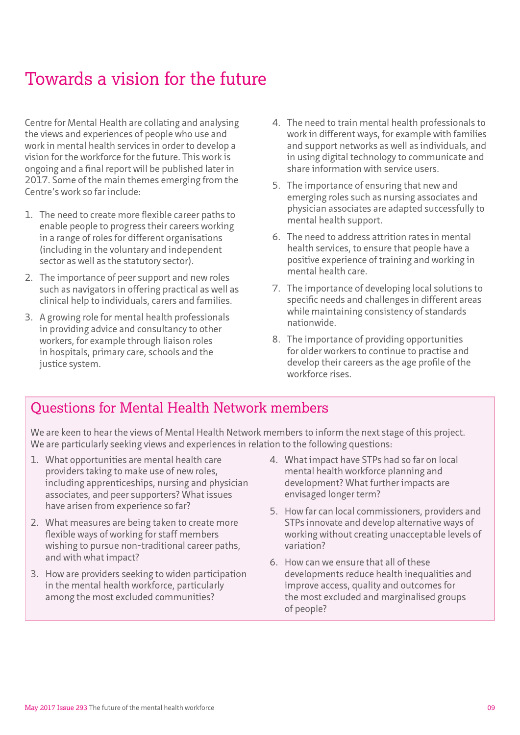# Towards a vision for the future

Centre for Mental Health are collating and analysing the views and experiences of people who use and work in mental health services in order to develop a vision for the workforce for the future. This work is ongoing and a final report will be published later in 2017. Some of the main themes emerging from the Centre's work so far include:

1. The need to create more flexible career paths to enable people to progress their careers working in a range of roles for different organisations (including in the voluntary and independent sector as well as the statutory sector).
2. The importance of peer support and new roles such as navigators in offering practical as well as clinical help to individuals, carers and families.
3. A growing role for mental health professionals in providing advice and consultancy to other workers, for example through liaison roles in hospitals, primary care, schools and the justice system.
4. The need to train mental health professionals to work in different ways, for example with families and support networks as well as individuals, and in using digital technology to communicate and share information with service users.
5. The importance of ensuring that new and emerging roles such as nursing associates and physician associates are adapted successfully to mental health support.
6. The need to address attrition rates in mental health services, to ensure that people have a positive experience of training and working in mental health care.
7. The importance of developing local solutions to specific needs and challenges in different areas while maintaining consistency of standards nationwide.
8. The importance of providing opportunities for older workers to continue to practise and develop their careers as the age profile of the workforce rises.

## Questions for Mental Health Network members

We are keen to hear the views of Mental Health Network members to inform the next stage of this project. We are particularly seeking views and experiences in relation to the following questions:

1. What opportunities are mental health care providers taking to make use of new roles, including apprenticeships, nursing and physician associates, and peer supporters? What issues have arisen from experience so far?
2. What measures are being taken to create more flexible ways of working for staff members wishing to pursue non-traditional career paths, and with what impact?
3. How are providers seeking to widen participation in the mental health workforce, particularly among the most excluded communities?
4. What impact have STPs had so far on local mental health workforce planning and development? What further impacts are envisaged longer term?
5. How far can local commissioners, providers and STPs innovate and develop alternative ways of working without creating unacceptable levels of variation?
6. How can we ensure that all of these developments reduce health inequalities and improve access, quality and outcomes for the most excluded and marginalised groups of people?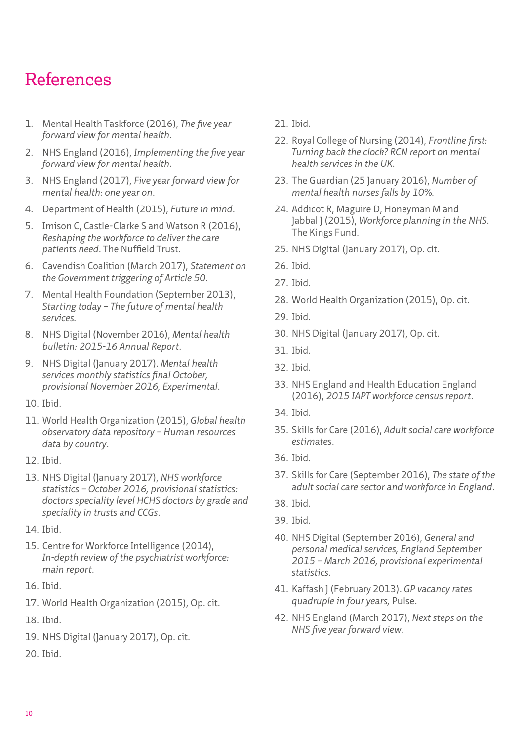# References

1. Mental Health Taskforce (2016), *The five year forward view for mental health*.
2. NHS England (2016), *Implementing the five year forward view for mental health*.
3. NHS England (2017), *Five year forward view for mental health: one year on*.
4. Department of Health (2015), *Future in mind*.
5. Imison C, Castle-Clarke S and Watson R (2016), *Reshaping the workforce to deliver the care patients need*. The Nuffield Trust.
6. Cavendish Coalition (March 2017), *Statement on the Government triggering of Article 50*.
7. Mental Health Foundation (September 2013), *Starting today – The future of mental health services*.
8. NHS Digital (November 2016), *Mental health bulletin: 2015-16 Annual Report*.
9. NHS Digital (January 2017). *Mental health services monthly statistics final October, provisional November 2016, Experimental*.
10. Ibid.
11. World Health Organization (2015), *Global health observatory data repository – Human resources data by country*.
12. Ibid.
13. NHS Digital (January 2017), *NHS workforce statistics – October 2016, provisional statistics: doctors speciality level HCHS doctors by grade and speciality in trusts and CCGs*.
14. Ibid.
15. Centre for Workforce Intelligence (2014), *In-depth review of the psychiatrist workforce: main report*.
16. Ibid.
17. World Health Organization (2015), Op. cit.
18. Ibid.
19. NHS Digital (January 2017), Op. cit.
20. Ibid.
21. Ibid.
22. Royal College of Nursing (2014), *Frontline first: Turning back the clock? RCN report on mental health services in the UK*.
23. The Guardian (25 January 2016), *Number of mental health nurses falls by 10%*.
24. Addicot R, Maguire D, Honeyman M and Jabbal J (2015), *Workforce planning in the NHS*. The Kings Fund.
25. NHS Digital (January 2017), Op. cit.
26. Ibid.
27. Ibid.
28. World Health Organization (2015), Op. cit.
29. Ibid.
30. NHS Digital (January 2017), Op. cit.
31. Ibid.
32. Ibid.
33. NHS England and Health Education England (2016), *2015 IAPT workforce census report*.
34. Ibid.
35. Skills for Care (2016), *Adult social care workforce estimates*.
36. Ibid.
37. Skills for Care (September 2016), *The state of the adult social care sector and workforce in England*.
38. Ibid.
39. Ibid.
40. NHS Digital (September 2016), *General and personal medical services, England September 2015 – March 2016, provisional experimental statistics*.
41. Kaffash J (February 2013). *GP vacancy rates quadruple in four years,* Pulse.
42. NHS England (March 2017), *Next steps on the NHS five year forward view*.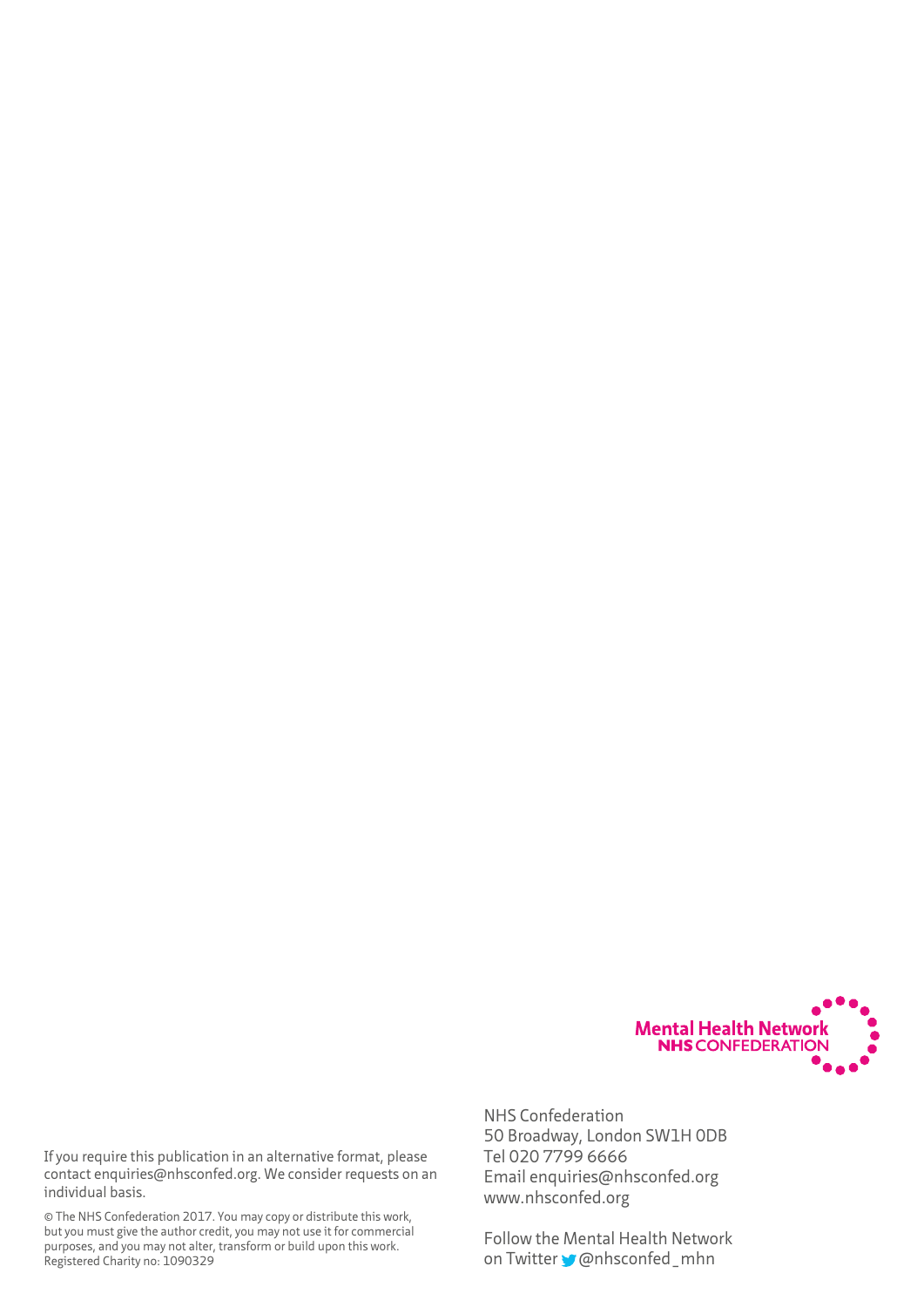Mental Health Network
NHS CONFEDERATION

If you require this publication in an alternative format, please contact enquiries@nhsconfed.org. We consider requests on an individual basis.

© The NHS Confederation 2017. You may copy or distribute this work, but you must give the author credit, you may not use it for commercial purposes, and you may not alter, transform or build upon this work.
Registered Charity no: 1090329

NHS Confederation
50 Broadway, London SW1H 0DB
Tel 020 7799 6666
Email enquiries@nhsconfed.org
www.nhsconfed.org

Follow the Mental Health Network
on Twitter @nhsconfed_mhn